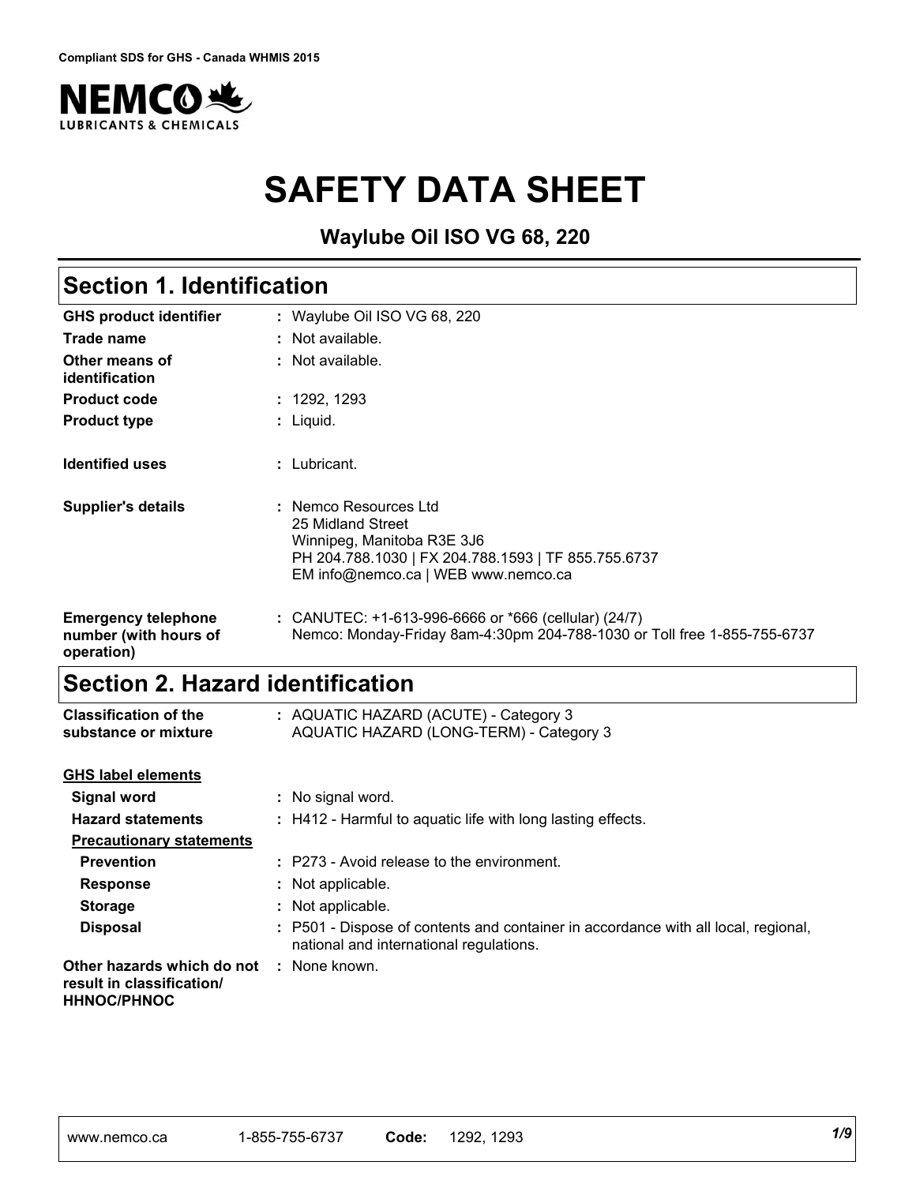**Compliant SDS for GHS - Canada WHMIS 2015**

# SAFETY DATA SHEET

### Waylube Oil ISO VG 68, 220

## Section 1. Identification

| | |
|---|---|
| **GHS product identifier** | : Waylube Oil ISO VG 68, 220 |
| **Trade name** | : Not available. |
| **Other means of identification** | : Not available. |
| **Product code** | : 1292, 1293 |
| **Product type** | : Liquid. |
| **Identified uses** | : Lubricant. |
| **Supplier's details** | : Nemco Resources Ltd<br>25 Midland Street<br>Winnipeg, Manitoba R3E 3J6<br>PH 204.788.1030 \| FX 204.788.1593 \| TF 855.755.6737<br>EM info@nemco.ca \| WEB www.nemco.ca |
| **Emergency telephone number (with hours of operation)** | : CANUTEC: +1-613-996-6666 or *666 (cellular) (24/7)<br>Nemco: Monday-Friday 8am-4:30pm 204-788-1030 or Toll free 1-855-755-6737 |

## Section 2. Hazard identification

| | |
|---|---|
| **Classification of the substance or mixture** | : AQUATIC HAZARD (ACUTE) - Category 3<br>AQUATIC HAZARD (LONG-TERM) - Category 3 |

**GHS label elements**

| | |
|---|---|
| **Signal word** | : No signal word. |
| **Hazard statements** | : H412 - Harmful to aquatic life with long lasting effects. |

**Precautionary statements**

| | |
|---|---|
| **Prevention** | : P273 - Avoid release to the environment. |
| **Response** | : Not applicable. |
| **Storage** | : Not applicable. |
| **Disposal** | : P501 - Dispose of contents and container in accordance with all local, regional, national and international regulations. |
| **Other hazards which do not result in classification/ HHNOC/PHNOC** | : None known. |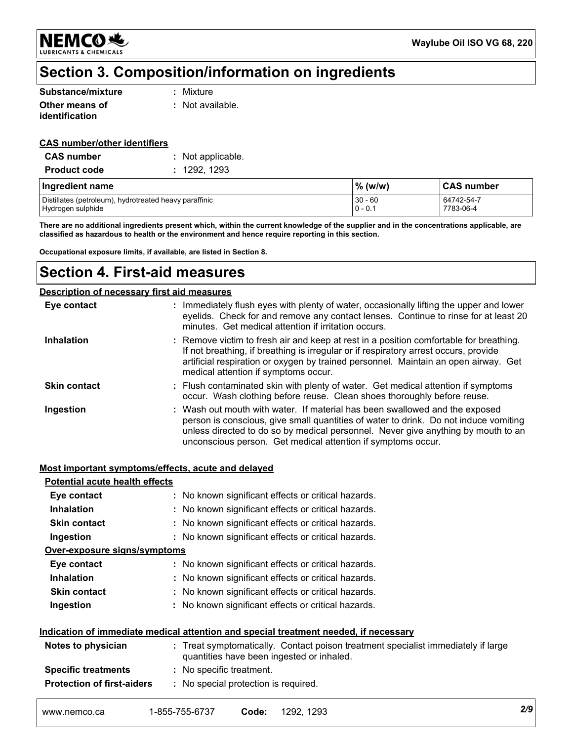# Section 3. Composition/information on ingredients

**Substance/mixture** : Mixture

**Other means of identification** : Not available.

**CAS number/other identifiers**

**CAS number** : Not applicable.

**Product code** : 1292, 1293

| Ingredient name | % (w/w) | CAS number |
| --- | --- | --- |
| Distillates (petroleum), hydrotreated heavy paraffinic | 30 - 60 | 64742-54-7 |
| Hydrogen sulphide | 0 - 0.1 | 7783-06-4 |

**There are no additional ingredients present which, within the current knowledge of the supplier and in the concentrations applicable, are classified as hazardous to health or the environment and hence require reporting in this section.**

**Occupational exposure limits, if available, are listed in Section 8.**

# Section 4. First-aid measures

**Description of necessary first aid measures**

**Eye contact** : Immediately flush eyes with plenty of water, occasionally lifting the upper and lower eyelids. Check for and remove any contact lenses. Continue to rinse for at least 20 minutes. Get medical attention if irritation occurs.

**Inhalation** : Remove victim to fresh air and keep at rest in a position comfortable for breathing. If not breathing, if breathing is irregular or if respiratory arrest occurs, provide artificial respiration or oxygen by trained personnel. Maintain an open airway. Get medical attention if symptoms occur.

**Skin contact** : Flush contaminated skin with plenty of water. Get medical attention if symptoms occur. Wash clothing before reuse. Clean shoes thoroughly before reuse.

**Ingestion** : Wash out mouth with water. If material has been swallowed and the exposed person is conscious, give small quantities of water to drink. Do not induce vomiting unless directed to do so by medical personnel. Never give anything by mouth to an unconscious person. Get medical attention if symptoms occur.

**Most important symptoms/effects, acute and delayed**

**Potential acute health effects**

**Eye contact** : No known significant effects or critical hazards.

**Inhalation** : No known significant effects or critical hazards.

**Skin contact** : No known significant effects or critical hazards.

**Ingestion** : No known significant effects or critical hazards.

**Over-exposure signs/symptoms**

**Eye contact** : No known significant effects or critical hazards.

**Inhalation** : No known significant effects or critical hazards.

**Skin contact** : No known significant effects or critical hazards.

**Ingestion** : No known significant effects or critical hazards.

**Indication of immediate medical attention and special treatment needed, if necessary**

**Notes to physician** : Treat symptomatically. Contact poison treatment specialist immediately if large quantities have been ingested or inhaled.

**Specific treatments** : No specific treatment.

**Protection of first-aiders** : No special protection is required.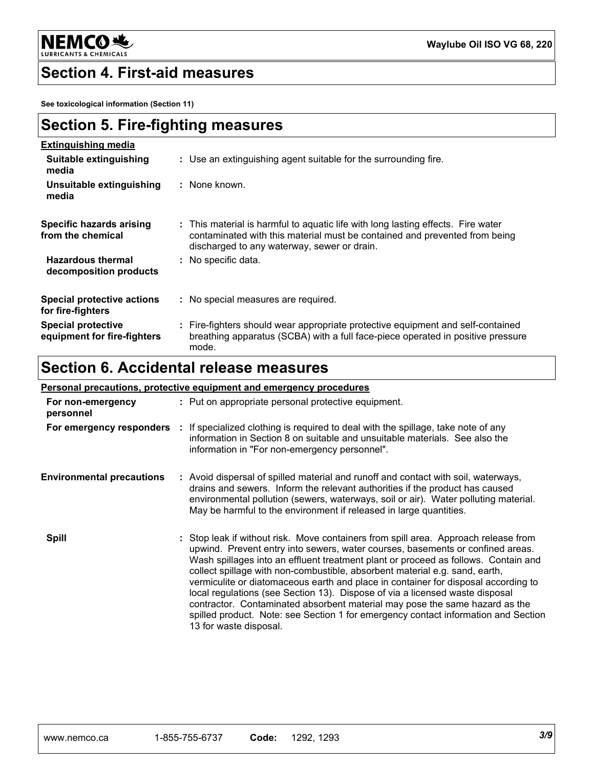## Section 4. First-aid measures

**See toxicological information (Section 11)**

## Section 5. Fire-fighting measures

**Extinguishing media**

| | |
|---|---|
| **Suitable extinguishing media** | : Use an extinguishing agent suitable for the surrounding fire. |
| **Unsuitable extinguishing media** | : None known. |
| **Specific hazards arising from the chemical** | : This material is harmful to aquatic life with long lasting effects. Fire water contaminated with this material must be contained and prevented from being discharged to any waterway, sewer or drain. |
| **Hazardous thermal decomposition products** | : No specific data. |
| **Special protective actions for fire-fighters** | : No special measures are required. |
| **Special protective equipment for fire-fighters** | : Fire-fighters should wear appropriate protective equipment and self-contained breathing apparatus (SCBA) with a full face-piece operated in positive pressure mode. |

## Section 6. Accidental release measures

**Personal precautions, protective equipment and emergency procedures**

| | |
|---|---|
| **For non-emergency personnel** | : Put on appropriate personal protective equipment. |
| **For emergency responders** | : If specialized clothing is required to deal with the spillage, take note of any information in Section 8 on suitable and unsuitable materials. See also the information in "For non-emergency personnel". |
| **Environmental precautions** | : Avoid dispersal of spilled material and runoff and contact with soil, waterways, drains and sewers. Inform the relevant authorities if the product has caused environmental pollution (sewers, waterways, soil or air). Water polluting material. May be harmful to the environment if released in large quantities. |
| **Spill** | : Stop leak if without risk. Move containers from spill area. Approach release from upwind. Prevent entry into sewers, water courses, basements or confined areas. Wash spillages into an effluent treatment plant or proceed as follows. Contain and collect spillage with non-combustible, absorbent material e.g. sand, earth, vermiculite or diatomaceous earth and place in container for disposal according to local regulations (see Section 13). Dispose of via a licensed waste disposal contractor. Contaminated absorbent material may pose the same hazard as the spilled product. Note: see Section 1 for emergency contact information and Section 13 for waste disposal. |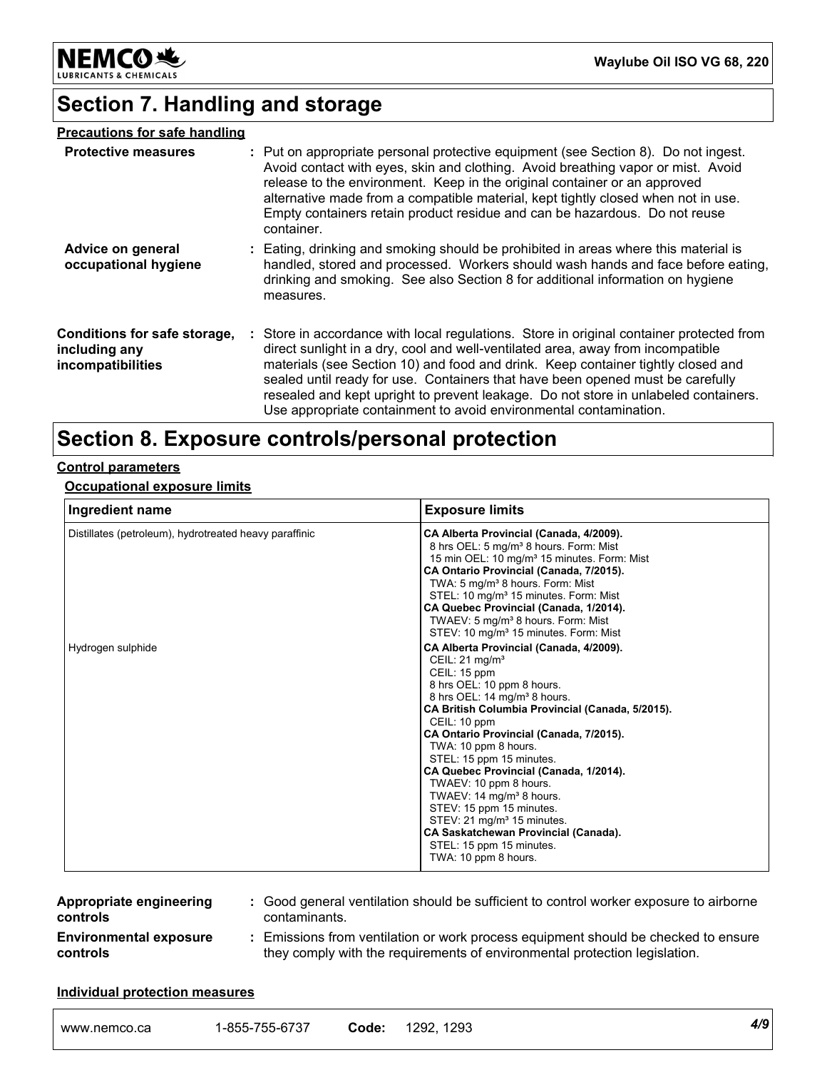# Section 7. Handling and storage

**Precautions for safe handling**

**Protective measures** : Put on appropriate personal protective equipment (see Section 8). Do not ingest. Avoid contact with eyes, skin and clothing. Avoid breathing vapor or mist. Avoid release to the environment. Keep in the original container or an approved alternative made from a compatible material, kept tightly closed when not in use. Empty containers retain product residue and can be hazardous. Do not reuse container.

**Advice on general occupational hygiene** : Eating, drinking and smoking should be prohibited in areas where this material is handled, stored and processed. Workers should wash hands and face before eating, drinking and smoking. See also Section 8 for additional information on hygiene measures.

**Conditions for safe storage, including any incompatibilities** : Store in accordance with local regulations. Store in original container protected from direct sunlight in a dry, cool and well-ventilated area, away from incompatible materials (see Section 10) and food and drink. Keep container tightly closed and sealed until ready for use. Containers that have been opened must be carefully resealed and kept upright to prevent leakage. Do not store in unlabeled containers. Use appropriate containment to avoid environmental contamination.

# Section 8. Exposure controls/personal protection

**Control parameters**

**Occupational exposure limits**

| Ingredient name | Exposure limits |
|---|---|
| Distillates (petroleum), hydrotreated heavy paraffinic | **CA Alberta Provincial (Canada, 4/2009).**<br>8 hrs OEL: 5 mg/m³ 8 hours. Form: Mist<br>15 min OEL: 10 mg/m³ 15 minutes. Form: Mist<br>**CA Ontario Provincial (Canada, 7/2015).**<br>TWA: 5 mg/m³ 8 hours. Form: Mist<br>STEL: 10 mg/m³ 15 minutes. Form: Mist<br>**CA Quebec Provincial (Canada, 1/2014).**<br>TWAEV: 5 mg/m³ 8 hours. Form: Mist<br>STEV: 10 mg/m³ 15 minutes. Form: Mist |
| Hydrogen sulphide | **CA Alberta Provincial (Canada, 4/2009).**<br>CEIL: 21 mg/m³<br>CEIL: 15 ppm<br>8 hrs OEL: 10 ppm 8 hours.<br>8 hrs OEL: 14 mg/m³ 8 hours.<br>**CA British Columbia Provincial (Canada, 5/2015).**<br>CEIL: 10 ppm<br>**CA Ontario Provincial (Canada, 7/2015).**<br>TWA: 10 ppm 8 hours.<br>STEL: 15 ppm 15 minutes.<br>**CA Quebec Provincial (Canada, 1/2014).**<br>TWAEV: 10 ppm 8 hours.<br>TWAEV: 14 mg/m³ 8 hours.<br>STEV: 15 ppm 15 minutes.<br>STEV: 21 mg/m³ 15 minutes.<br>**CA Saskatchewan Provincial (Canada).**<br>STEL: 15 ppm 15 minutes.<br>TWA: 10 ppm 8 hours. |

**Appropriate engineering controls** : Good general ventilation should be sufficient to control worker exposure to airborne contaminants.

**Environmental exposure controls** : Emissions from ventilation or work process equipment should be checked to ensure they comply with the requirements of environmental protection legislation.

**Individual protection measures**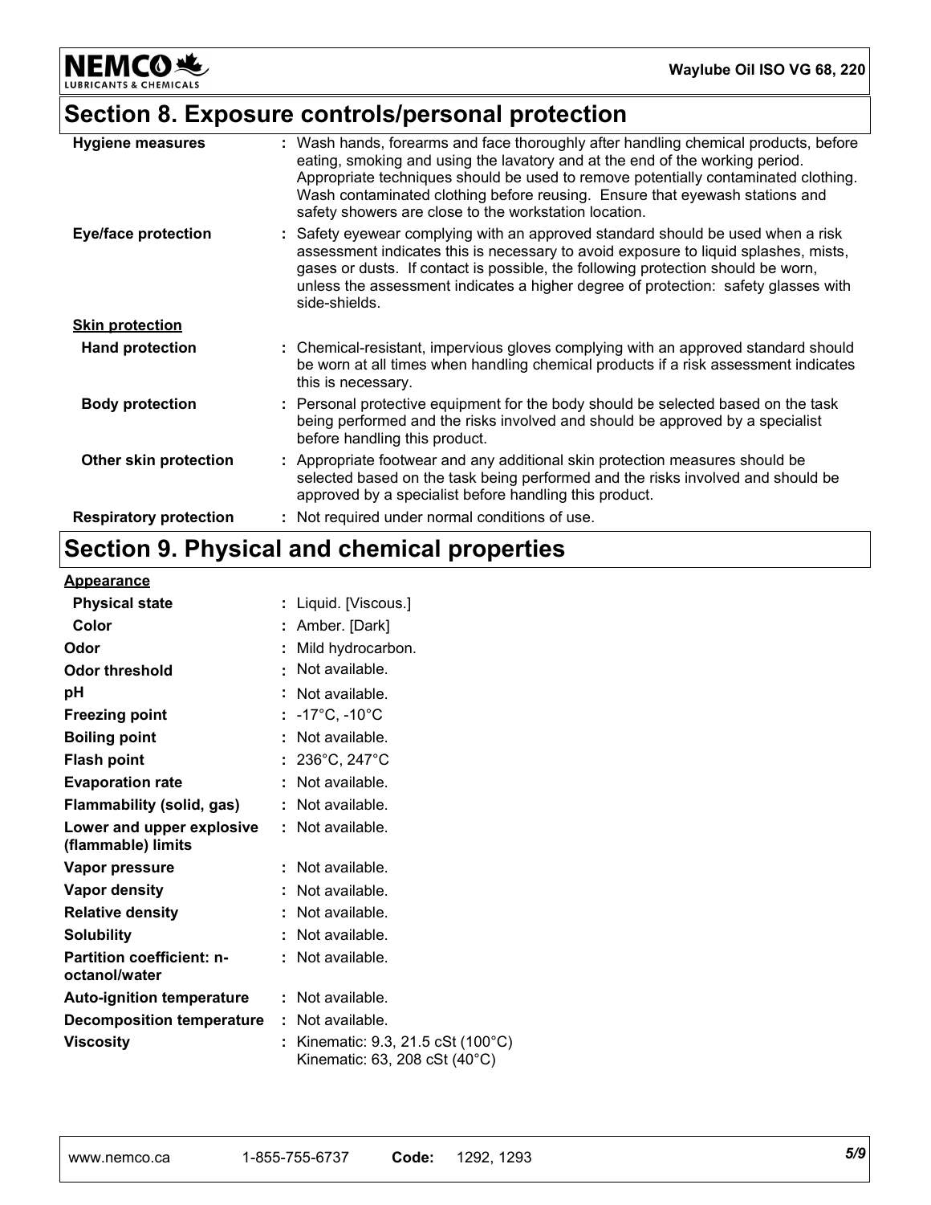## Section 8. Exposure controls/personal protection

| | |
|---|---|
| **Hygiene measures** | : Wash hands, forearms and face thoroughly after handling chemical products, before eating, smoking and using the lavatory and at the end of the working period. Appropriate techniques should be used to remove potentially contaminated clothing. Wash contaminated clothing before reusing. Ensure that eyewash stations and safety showers are close to the workstation location. |
| **Eye/face protection** | : Safety eyewear complying with an approved standard should be used when a risk assessment indicates this is necessary to avoid exposure to liquid splashes, mists, gases or dusts. If contact is possible, the following protection should be worn, unless the assessment indicates a higher degree of protection: safety glasses with side-shields. |
| **Skin protection** | |
| **Hand protection** | : Chemical-resistant, impervious gloves complying with an approved standard should be worn at all times when handling chemical products if a risk assessment indicates this is necessary. |
| **Body protection** | : Personal protective equipment for the body should be selected based on the task being performed and the risks involved and should be approved by a specialist before handling this product. |
| **Other skin protection** | : Appropriate footwear and any additional skin protection measures should be selected based on the task being performed and the risks involved and should be approved by a specialist before handling this product. |
| **Respiratory protection** | : Not required under normal conditions of use. |

## Section 9. Physical and chemical properties

| | |
|---|---|
| **Appearance** | |
| **Physical state** | : Liquid. [Viscous.] |
| **Color** | : Amber. [Dark] |
| **Odor** | : Mild hydrocarbon. |
| **Odor threshold** | : Not available. |
| **pH** | : Not available. |
| **Freezing point** | : -17°C, -10°C |
| **Boiling point** | : Not available. |
| **Flash point** | : 236°C, 247°C |
| **Evaporation rate** | : Not available. |
| **Flammability (solid, gas)** | : Not available. |
| **Lower and upper explosive (flammable) limits** | : Not available. |
| **Vapor pressure** | : Not available. |
| **Vapor density** | : Not available. |
| **Relative density** | : Not available. |
| **Solubility** | : Not available. |
| **Partition coefficient: n-octanol/water** | : Not available. |
| **Auto-ignition temperature** | : Not available. |
| **Decomposition temperature** | : Not available. |
| **Viscosity** | : Kinematic: 9.3, 21.5 cSt (100°C)<br>Kinematic: 63, 208 cSt (40°C) |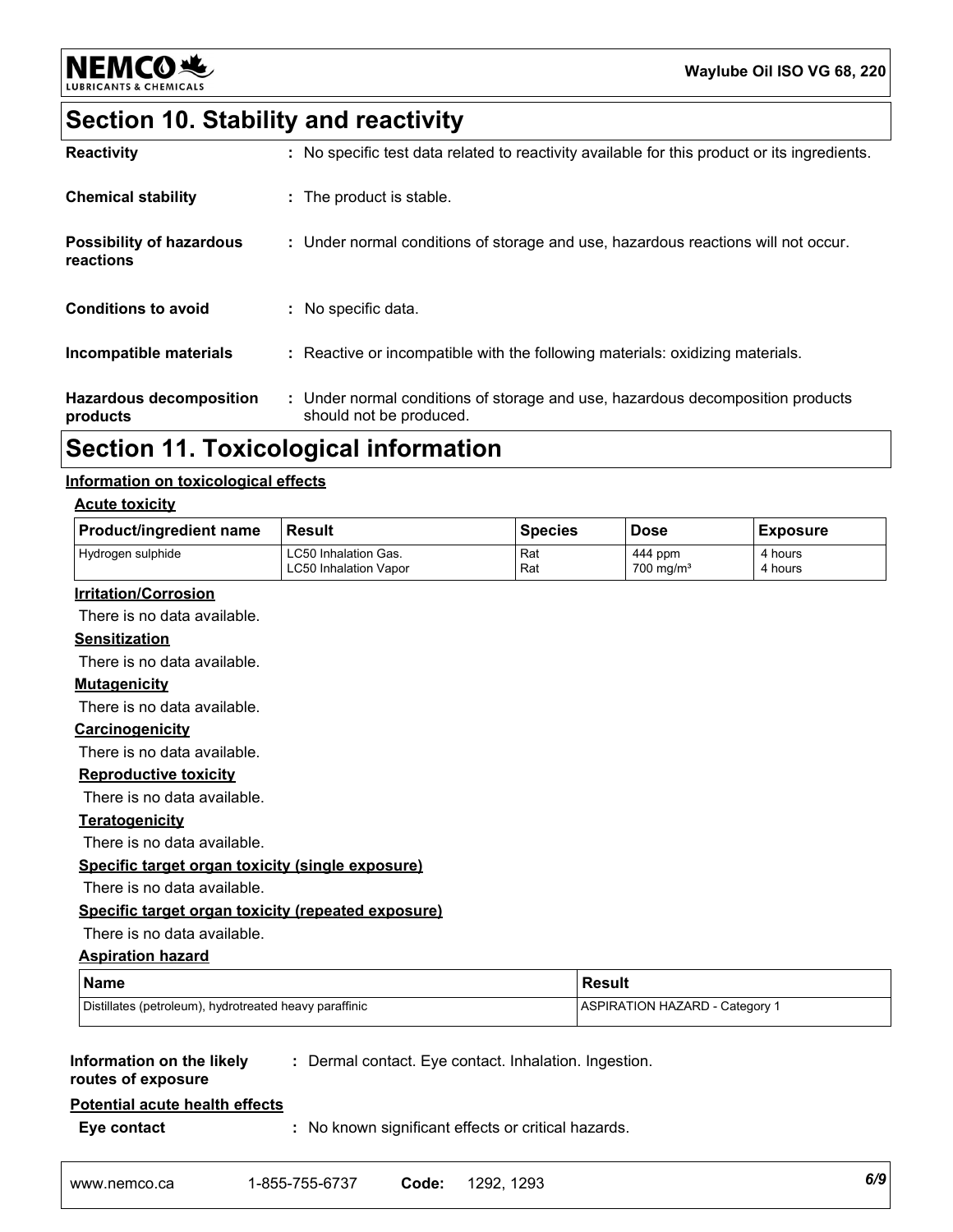## Section 10. Stability and reactivity

| | |
|---|---|
| **Reactivity** | : No specific test data related to reactivity available for this product or its ingredients. |
| **Chemical stability** | : The product is stable. |
| **Possibility of hazardous reactions** | : Under normal conditions of storage and use, hazardous reactions will not occur. |
| **Conditions to avoid** | : No specific data. |
| **Incompatible materials** | : Reactive or incompatible with the following materials: oxidizing materials. |
| **Hazardous decomposition products** | : Under normal conditions of storage and use, hazardous decomposition products should not be produced. |

## Section 11. Toxicological information

### Information on toxicological effects

**Acute toxicity**

| Product/ingredient name | Result | Species | Dose | Exposure |
|---|---|---|---|---|
| Hydrogen sulphide | LC50 Inhalation Gas.<br>LC50 Inhalation Vapor | Rat<br>Rat | 444 ppm<br>700 mg/m³ | 4 hours<br>4 hours |

**Irritation/Corrosion**

There is no data available.

**Sensitization**

There is no data available.

**Mutagenicity**

There is no data available.

**Carcinogenicity**

There is no data available.

**Reproductive toxicity**

There is no data available.

**Teratogenicity**

There is no data available.

**Specific target organ toxicity (single exposure)**

There is no data available.

**Specific target organ toxicity (repeated exposure)**

There is no data available.

**Aspiration hazard**

| Name | Result |
|---|---|
| Distillates (petroleum), hydrotreated heavy paraffinic | ASPIRATION HAZARD - Category 1 |

**Information on the likely routes of exposure** : Dermal contact. Eye contact. Inhalation. Ingestion.

**Potential acute health effects**

**Eye contact** : No known significant effects or critical hazards.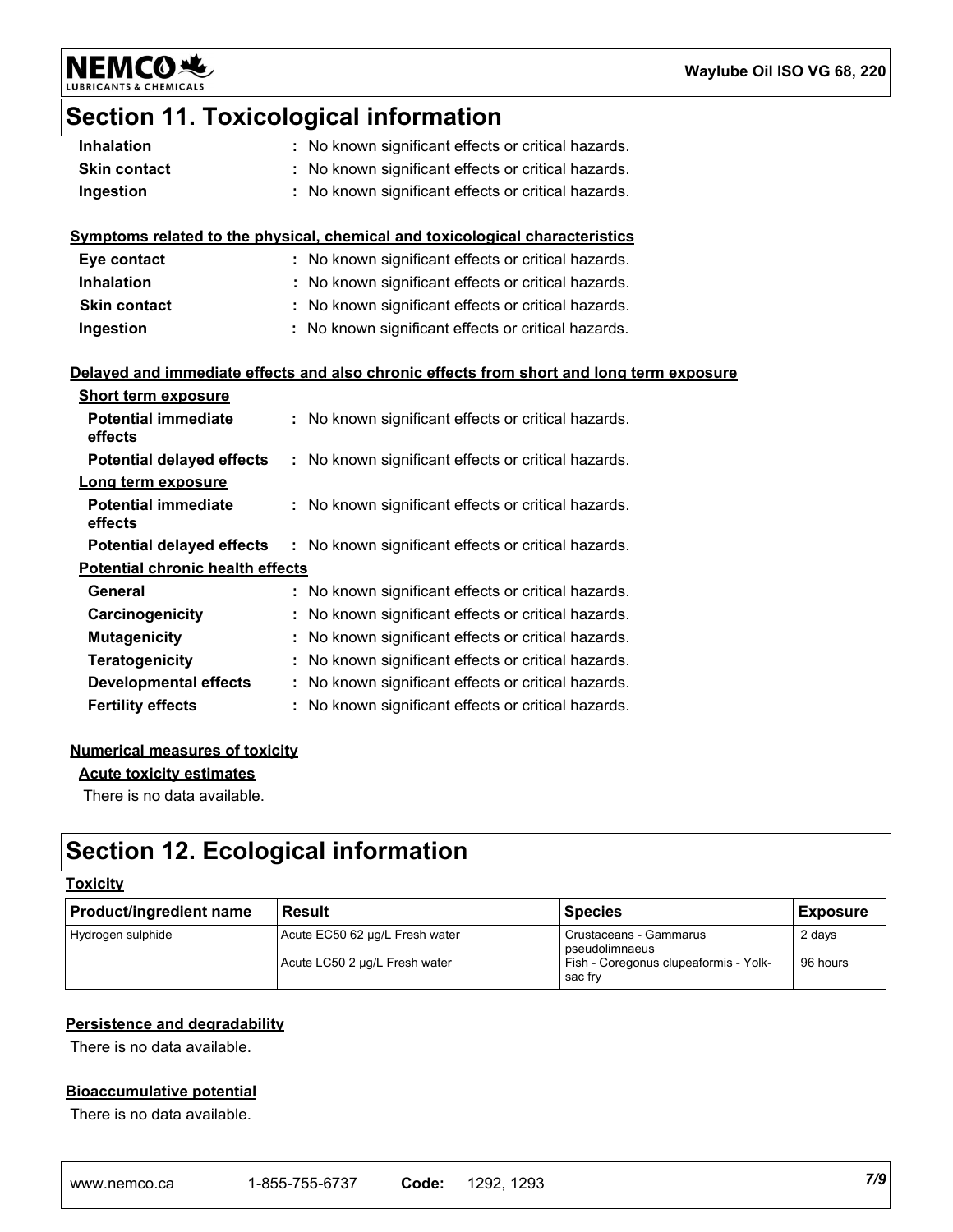## Section 11. Toxicological information

| | |
|---|---|
| **Inhalation** | : No known significant effects or critical hazards. |
| **Skin contact** | : No known significant effects or critical hazards. |
| **Ingestion** | : No known significant effects or critical hazards. |

**Symptoms related to the physical, chemical and toxicological characteristics**

| | |
|---|---|
| **Eye contact** | : No known significant effects or critical hazards. |
| **Inhalation** | : No known significant effects or critical hazards. |
| **Skin contact** | : No known significant effects or critical hazards. |
| **Ingestion** | : No known significant effects or critical hazards. |

**Delayed and immediate effects and also chronic effects from short and long term exposure**

**Short term exposure**

| | |
|---|---|
| **Potential immediate effects** | : No known significant effects or critical hazards. |
| **Potential delayed effects** | : No known significant effects or critical hazards. |

**Long term exposure**

| | |
|---|---|
| **Potential immediate effects** | : No known significant effects or critical hazards. |
| **Potential delayed effects** | : No known significant effects or critical hazards. |

**Potential chronic health effects**

| | |
|---|---|
| **General** | : No known significant effects or critical hazards. |
| **Carcinogenicity** | : No known significant effects or critical hazards. |
| **Mutagenicity** | : No known significant effects or critical hazards. |
| **Teratogenicity** | : No known significant effects or critical hazards. |
| **Developmental effects** | : No known significant effects or critical hazards. |
| **Fertility effects** | : No known significant effects or critical hazards. |

**Numerical measures of toxicity**

**Acute toxicity estimates**

There is no data available.

## Section 12. Ecological information

**Toxicity**

| Product/ingredient name | Result | Species | Exposure |
|---|---|---|---|
| Hydrogen sulphide | Acute EC50 62 µg/L Fresh water | Crustaceans - Gammarus pseudolimnaeus | 2 days |
| | Acute LC50 2 µg/L Fresh water | Fish - Coregonus clupeaformis - Yolk-sac fry | 96 hours |

**Persistence and degradability**

There is no data available.

**Bioaccumulative potential**

There is no data available.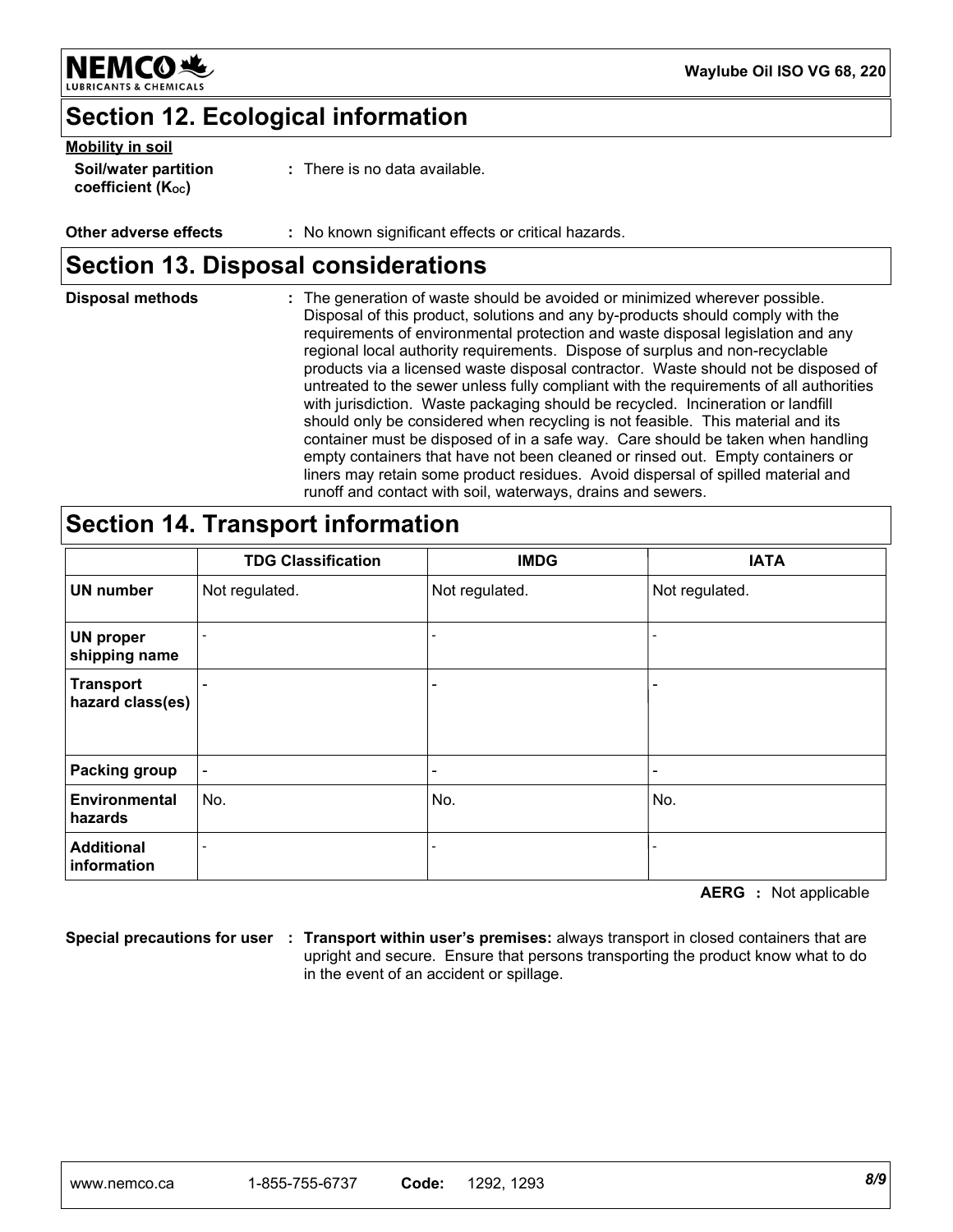## Section 12. Ecological information

**Mobility in soil**

**Soil/water partition coefficient ($K_{OC}$)** : There is no data available.

**Other adverse effects** : No known significant effects or critical hazards.

## Section 13. Disposal considerations

**Disposal methods** : The generation of waste should be avoided or minimized wherever possible. Disposal of this product, solutions and any by-products should comply with the requirements of environmental protection and waste disposal legislation and any regional local authority requirements. Dispose of surplus and non-recyclable products via a licensed waste disposal contractor. Waste should not be disposed of untreated to the sewer unless fully compliant with the requirements of all authorities with jurisdiction. Waste packaging should be recycled. Incineration or landfill should only be considered when recycling is not feasible. This material and its container must be disposed of in a safe way. Care should be taken when handling empty containers that have not been cleaned or rinsed out. Empty containers or liners may retain some product residues. Avoid dispersal of spilled material and runoff and contact with soil, waterways, drains and sewers.

## Section 14. Transport information

| | TDG Classification | IMDG | IATA |
|---|---|---|---|
| **UN number** | Not regulated. | Not regulated. | Not regulated. |
| **UN proper shipping name** | - | - | - |
| **Transport hazard class(es)** | - | - | - |
| **Packing group** | - | - | - |
| **Environmental hazards** | No. | No. | No. |
| **Additional information** | - | - | - |

**AERG** : Not applicable

**Special precautions for user** : **Transport within user's premises:** always transport in closed containers that are upright and secure. Ensure that persons transporting the product know what to do in the event of an accident or spillage.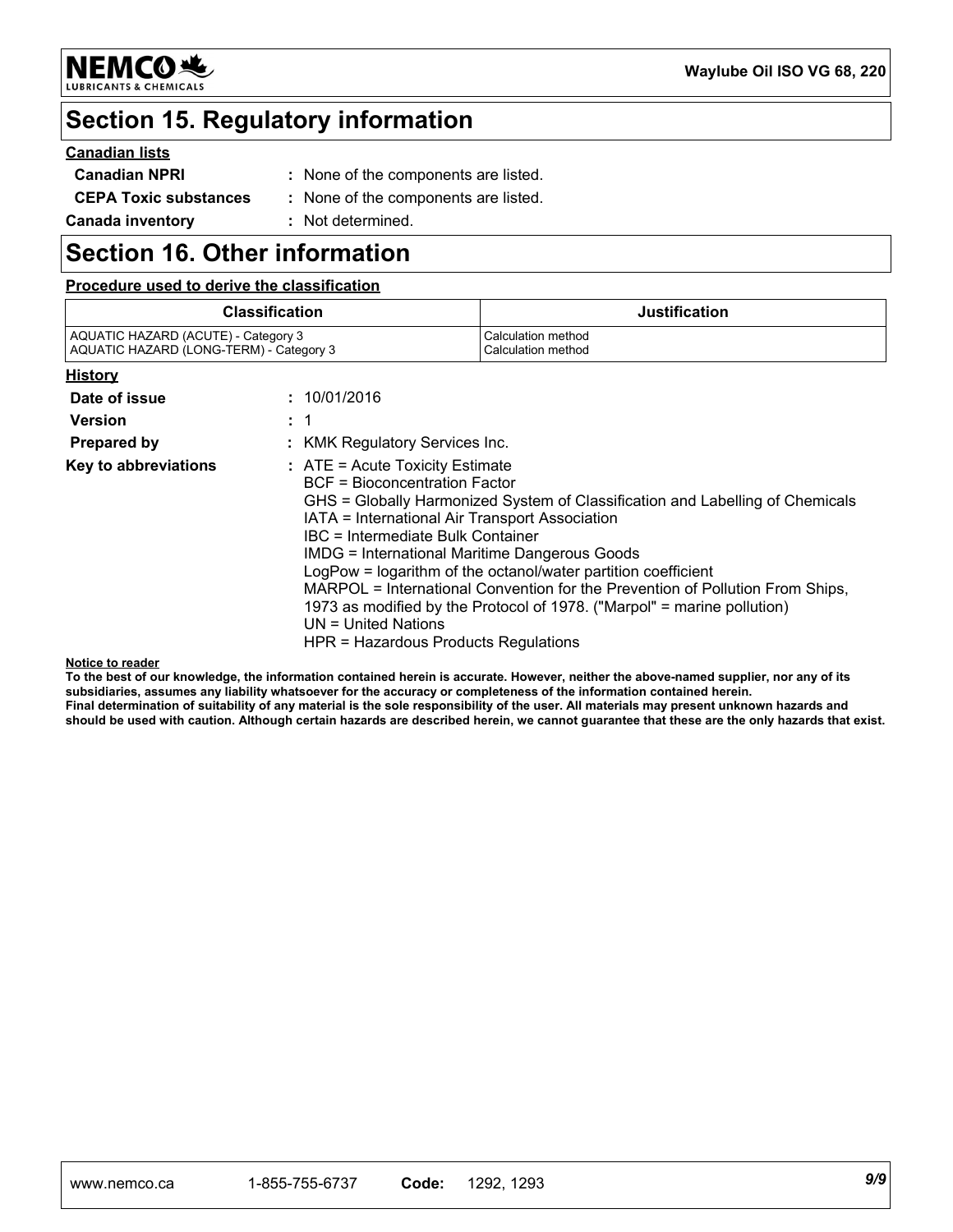## Section 15. Regulatory information

**Canadian lists**

**Canadian NPRI** : None of the components are listed.

**CEPA Toxic substances** : None of the components are listed.

**Canada inventory** : Not determined.

## Section 16. Other information

**Procedure used to derive the classification**

| Classification | Justification |
| --- | --- |
| AQUATIC HAZARD (ACUTE) - Category 3<br>AQUATIC HAZARD (LONG-TERM) - Category 3 | Calculation method<br>Calculation method |

**History**

**Date of issue** : 10/01/2016

**Version** : 1

**Prepared by** : KMK Regulatory Services Inc.

**Key to abbreviations** : ATE = Acute Toxicity Estimate
BCF = Bioconcentration Factor
GHS = Globally Harmonized System of Classification and Labelling of Chemicals
IATA = International Air Transport Association
IBC = Intermediate Bulk Container
IMDG = International Maritime Dangerous Goods
LogPow = logarithm of the octanol/water partition coefficient
MARPOL = International Convention for the Prevention of Pollution From Ships, 1973 as modified by the Protocol of 1978. ("Marpol" = marine pollution)
UN = United Nations
HPR = Hazardous Products Regulations

**Notice to reader**

**To the best of our knowledge, the information contained herein is accurate. However, neither the above-named supplier, nor any of its subsidiaries, assumes any liability whatsoever for the accuracy or completeness of the information contained herein.**
**Final determination of suitability of any material is the sole responsibility of the user. All materials may present unknown hazards and should be used with caution. Although certain hazards are described herein, we cannot guarantee that these are the only hazards that exist.**